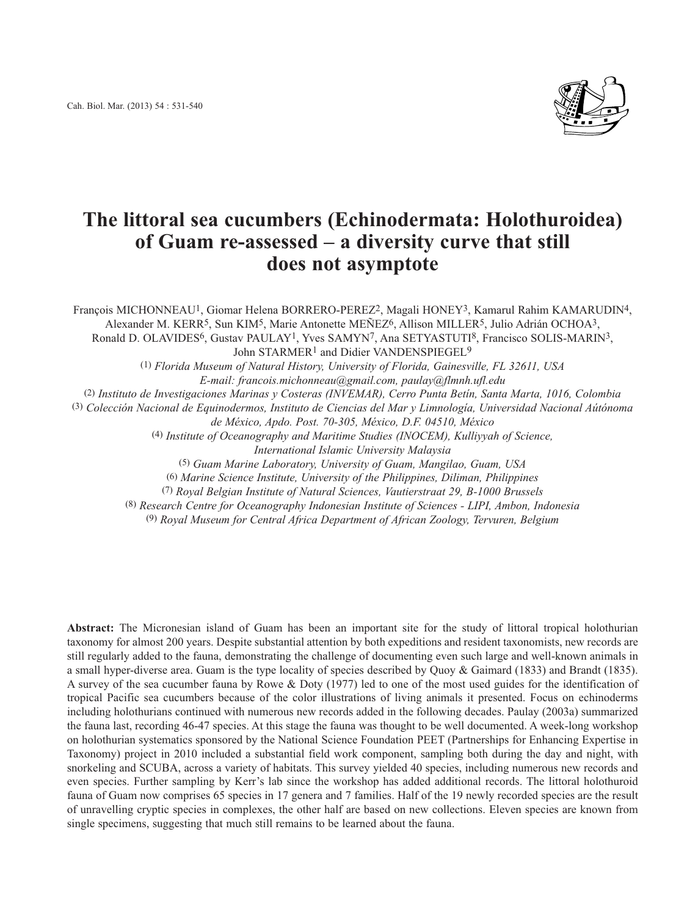# The littoral sea cucumbers (Echinodermata: Holothuroidea) of Guam re-assessed – a diversity curve that still does not asymptote

François MICHONNEAU[1], Giomar Helena BORRERO-PEREZ[2], Magali HONEY[3], Kamarul Rahim KAMARUDIN[4], Alexander M. KERR[5], Sun KIM[5], Marie Antonette MEÑEZ[6], Allison MILLER[5], Julio Adrián OCHOA[3], Ronald D. OLAVIDES[6], Gustav PAULAY[1], Yves SAMYN[7], Ana SETYASTUTI[8], Francisco SOLIS-MARIN[3], John STARMER[1] and Didier VANDENSPIEGEL[9]

(1) *Florida Museum of Natural History, University of Florida, Gainesville, FL 32611, USA*
*E-mail: francois.michonneau@gmail.com, paulay@flmnh.ufl.edu*
(2) *Instituto de Investigaciones Marinas y Costeras (INVEMAR), Cerro Punta Betín, Santa Marta, 1016, Colombia*
(3) *Colección Nacional de Equinodermos, Instituto de Ciencias del Mar y Limnología, Universidad Nacional Aútónoma de México, Apdo. Post. 70-305, México, D.F. 04510, México*
(4) *Institute of Oceanography and Maritime Studies (INOCEM), Kulliyyah of Science, International Islamic University Malaysia*
(5) *Guam Marine Laboratory, University of Guam, Mangilao, Guam, USA*
(6) *Marine Science Institute, University of the Philippines, Diliman, Philippines*
(7) *Royal Belgian Institute of Natural Sciences, Vautierstraat 29, B-1000 Brussels*
(8) *Research Centre for Oceanography Indonesian Institute of Sciences - LIPI, Ambon, Indonesia*
(9) *Royal Museum for Central Africa Department of African Zoology, Tervuren, Belgium*

**Abstract:** The Micronesian island of Guam has been an important site for the study of littoral tropical holothurian taxonomy for almost 200 years. Despite substantial attention by both expeditions and resident taxonomists, new records are still regularly added to the fauna, demonstrating the challenge of documenting even such large and well-known animals in a small hyper-diverse area. Guam is the type locality of species described by Quoy & Gaimard (1833) and Brandt (1835). A survey of the sea cucumber fauna by Rowe & Doty (1977) led to one of the most used guides for the identification of tropical Pacific sea cucumbers because of the color illustrations of living animals it presented. Focus on echinoderms including holothurians continued with numerous new records added in the following decades. Paulay (2003a) summarized the fauna last, recording 46-47 species. At this stage the fauna was thought to be well documented. A week-long workshop on holothurian systematics sponsored by the National Science Foundation PEET (Partnerships for Enhancing Expertise in Taxonomy) project in 2010 included a substantial field work component, sampling both during the day and night, with snorkeling and SCUBA, across a variety of habitats. This survey yielded 40 species, including numerous new records and even species. Further sampling by Kerr's lab since the workshop has added additional records. The littoral holothuroid fauna of Guam now comprises 65 species in 17 genera and 7 families. Half of the 19 newly recorded species are the result of unravelling cryptic species in complexes, the other half are based on new collections. Eleven species are known from single specimens, suggesting that much still remains to be learned about the fauna.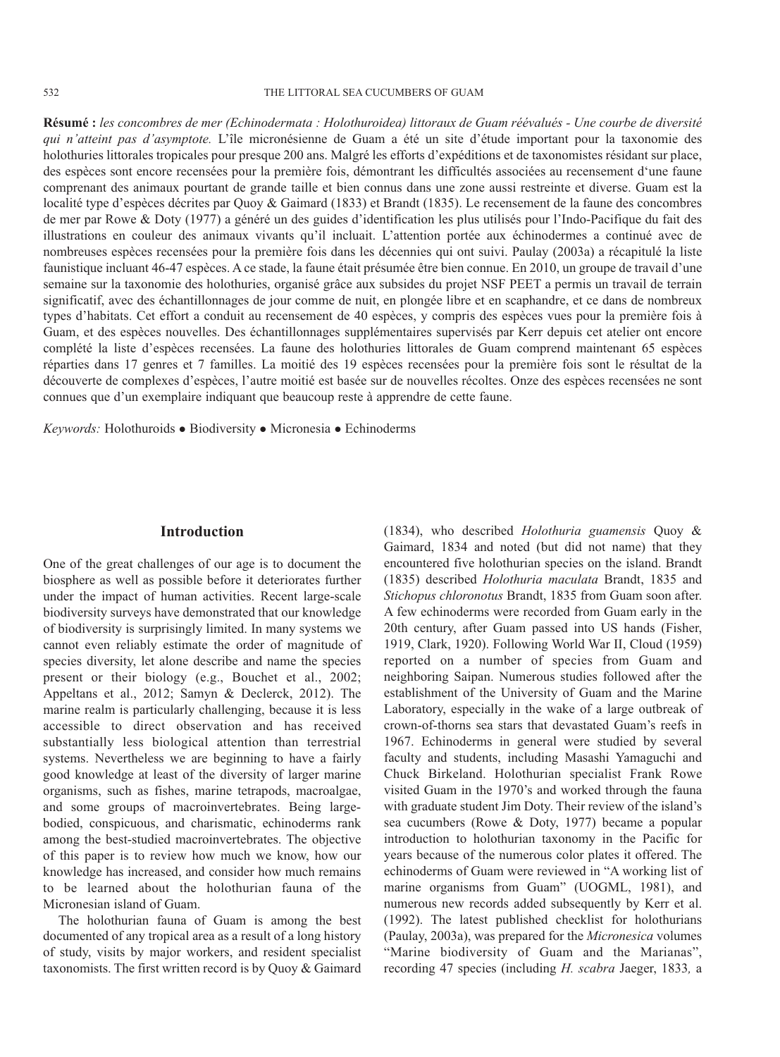**Résumé :** *les concombres de mer (Echinodermata : Holothuroidea) littoraux de Guam réévalués - Une courbe de diversité qui n'atteint pas d'asymptote.* L'île micronésienne de Guam a été un site d'étude important pour la taxonomie des holothuries littorales tropicales pour presque 200 ans. Malgré les efforts d'expéditions et de taxonomistes résidant sur place, des espèces sont encore recensées pour la première fois, démontrant les difficultés associées au recensement d'une faune comprenant des animaux pourtant de grande taille et bien connus dans une zone aussi restreinte et diverse. Guam est la localité type d'espèces décrites par Quoy & Gaimard (1833) et Brandt (1835). Le recensement de la faune des concombres de mer par Rowe & Doty (1977) a généré un des guides d'identification les plus utilisés pour l'Indo-Pacifique du fait des illustrations en couleur des animaux vivants qu'il incluait. L'attention portée aux échinodermes a continué avec de nombreuses espèces recensées pour la première fois dans les décennies qui ont suivi. Paulay (2003a) a récapitulé la liste faunistique incluant 46-47 espèces. A ce stade, la faune était présumée être bien connue. En 2010, un groupe de travail d'une semaine sur la taxonomie des holothuries, organisé grâce aux subsides du projet NSF PEET a permis un travail de terrain significatif, avec des échantillonnages de jour comme de nuit, en plongée libre et en scaphandre, et ce dans de nombreux types d'habitats. Cet effort a conduit au recensement de 40 espèces, y compris des espèces vues pour la première fois à Guam, et des espèces nouvelles. Des échantillonnages supplémentaires supervisés par Kerr depuis cet atelier ont encore complété la liste d'espèces recensées. La faune des holothuries littorales de Guam comprend maintenant 65 espèces réparties dans 17 genres et 7 familles. La moitié des 19 espèces recensées pour la première fois sont le résultat de la découverte de complexes d'espèces, l'autre moitié est basée sur de nouvelles récoltes. Onze des espèces recensées ne sont connues que d'un exemplaire indiquant que beaucoup reste à apprendre de cette faune.

*Keywords:* Holothuroids • Biodiversity • Micronesia • Echinoderms

## Introduction

One of the great challenges of our age is to document the biosphere as well as possible before it deteriorates further under the impact of human activities. Recent large-scale biodiversity surveys have demonstrated that our knowledge of biodiversity is surprisingly limited. In many systems we cannot even reliably estimate the order of magnitude of species diversity, let alone describe and name the species present or their biology (e.g., Bouchet et al., 2002; Appeltans et al., 2012; Samyn & Declerck, 2012). The marine realm is particularly challenging, because it is less accessible to direct observation and has received substantially less biological attention than terrestrial systems. Nevertheless we are beginning to have a fairly good knowledge at least of the diversity of larger marine organisms, such as fishes, marine tetrapods, macroalgae, and some groups of macroinvertebrates. Being large-bodied, conspicuous, and charismatic, echinoderms rank among the best-studied macroinvertebrates. The objective of this paper is to review how much we know, how our knowledge has increased, and consider how much remains to be learned about the holothurian fauna of the Micronesian island of Guam.

The holothurian fauna of Guam is among the best documented of any tropical area as a result of a long history of study, visits by major workers, and resident specialist taxonomists. The first written record is by Quoy & Gaimard (1834), who described *Holothuria guamensis* Quoy & Gaimard, 1834 and noted (but did not name) that they encountered five holothurian species on the island. Brandt (1835) described *Holothuria maculata* Brandt, 1835 and *Stichopus chloronotus* Brandt, 1835 from Guam soon after. A few echinoderms were recorded from Guam early in the 20th century, after Guam passed into US hands (Fisher, 1919, Clark, 1920). Following World War II, Cloud (1959) reported on a number of species from Guam and neighboring Saipan. Numerous studies followed after the establishment of the University of Guam and the Marine Laboratory, especially in the wake of a large outbreak of crown-of-thorns sea stars that devastated Guam's reefs in 1967. Echinoderms in general were studied by several faculty and students, including Masashi Yamaguchi and Chuck Birkeland. Holothurian specialist Frank Rowe visited Guam in the 1970's and worked through the fauna with graduate student Jim Doty. Their review of the island's sea cucumbers (Rowe & Doty, 1977) became a popular introduction to holothurian taxonomy in the Pacific for years because of the numerous color plates it offered. The echinoderms of Guam were reviewed in "A working list of marine organisms from Guam" (UOGML, 1981), and numerous new records added subsequently by Kerr et al. (1992). The latest published checklist for holothurians (Paulay, 2003a), was prepared for the *Micronesica* volumes "Marine biodiversity of Guam and the Marianas", recording 47 species (including *H. scabra* Jaeger, 1833, a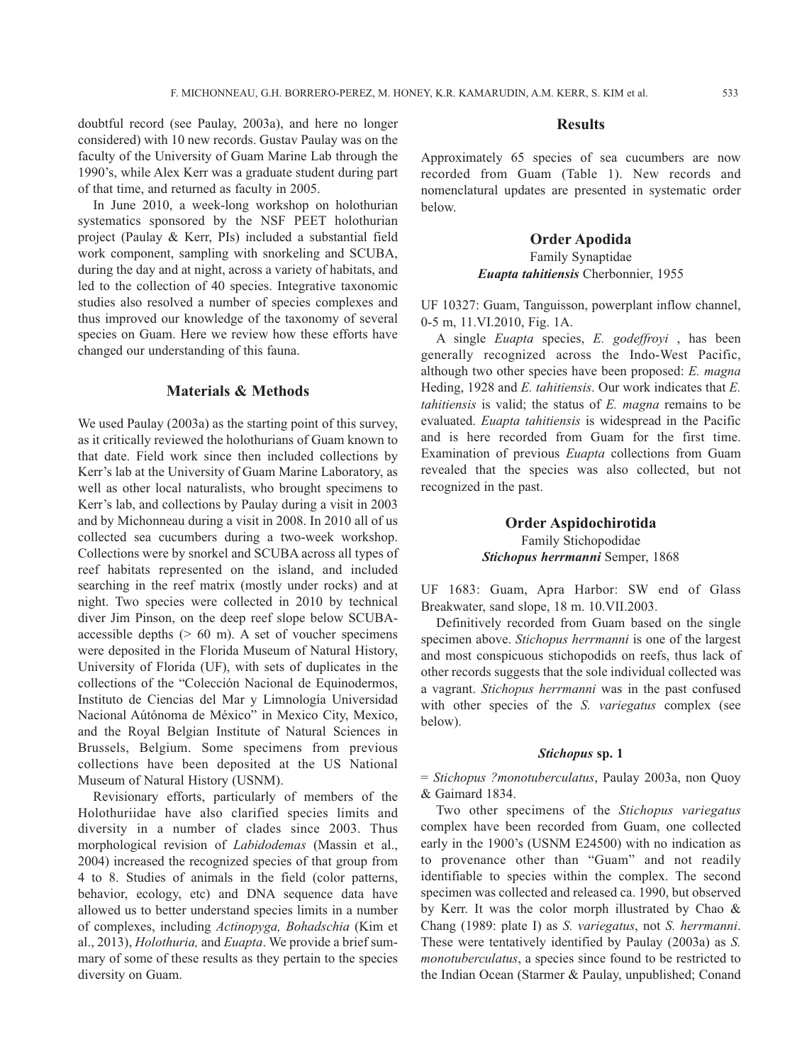doubtful record (see Paulay, 2003a), and here no longer considered) with 10 new records. Gustav Paulay was on the faculty of the University of Guam Marine Lab through the 1990's, while Alex Kerr was a graduate student during part of that time, and returned as faculty in 2005.

In June 2010, a week-long workshop on holothurian systematics sponsored by the NSF PEET holothurian project (Paulay & Kerr, PIs) included a substantial field work component, sampling with snorkeling and SCUBA, during the day and at night, across a variety of habitats, and led to the collection of 40 species. Integrative taxonomic studies also resolved a number of species complexes and thus improved our knowledge of the taxonomy of several species on Guam. Here we review how these efforts have changed our understanding of this fauna.

## Materials & Methods

We used Paulay (2003a) as the starting point of this survey, as it critically reviewed the holothurians of Guam known to that date. Field work since then included collections by Kerr's lab at the University of Guam Marine Laboratory, as well as other local naturalists, who brought specimens to Kerr's lab, and collections by Paulay during a visit in 2003 and by Michonneau during a visit in 2008. In 2010 all of us collected sea cucumbers during a two-week workshop. Collections were by snorkel and SCUBA across all types of reef habitats represented on the island, and included searching in the reef matrix (mostly under rocks) and at night. Two species were collected in 2010 by technical diver Jim Pinson, on the deep reef slope below SCUBA-accessible depths (> 60 m). A set of voucher specimens were deposited in the Florida Museum of Natural History, University of Florida (UF), with sets of duplicates in the collections of the "Colección Nacional de Equinodermos, Instituto de Ciencias del Mar y Limnología Universidad Nacional Aútónoma de México" in Mexico City, Mexico, and the Royal Belgian Institute of Natural Sciences in Brussels, Belgium. Some specimens from previous collections have been deposited at the US National Museum of Natural History (USNM).

Revisionary efforts, particularly of members of the Holothuriidae have also clarified species limits and diversity in a number of clades since 2003. Thus morphological revision of *Labidodemas* (Massin et al., 2004) increased the recognized species of that group from 4 to 8. Studies of animals in the field (color patterns, behavior, ecology, etc) and DNA sequence data have allowed us to better understand species limits in a number of complexes, including *Actinopyga, Bohadschia* (Kim et al., 2013), *Holothuria,* and *Euapta*. We provide a brief summary of some of these results as they pertain to the species diversity on Guam.

## Results

Approximately 65 species of sea cucumbers are now recorded from Guam (Table 1). New records and nomenclatural updates are presented in systematic order below.

### Order Apodida

Family Synaptidae

***Euapta tahitiensis*** Cherbonnier, 1955

UF 10327: Guam, Tanguisson, powerplant inflow channel, 0-5 m, 11.VI.2010, Fig. 1A.

A single *Euapta* species, *E. godeffroyi* , has been generally recognized across the Indo-West Pacific, although two other species have been proposed: *E. magna* Heding, 1928 and *E. tahitiensis*. Our work indicates that *E. tahitiensis* is valid; the status of *E. magna* remains to be evaluated. *Euapta tahitiensis* is widespread in the Pacific and is here recorded from Guam for the first time. Examination of previous *Euapta* collections from Guam revealed that the species was also collected, but not recognized in the past.

### Order Aspidochirotida

Family Stichopodidae

***Stichopus herrmanni*** Semper, 1868

UF 1683: Guam, Apra Harbor: SW end of Glass Breakwater, sand slope, 18 m. 10.VII.2003.

Definitively recorded from Guam based on the single specimen above. *Stichopus herrmanni* is one of the largest and most conspicuous stichopodids on reefs, thus lack of other records suggests that the sole individual collected was a vagrant. *Stichopus herrmanni* was in the past confused with other species of the *S. variegatus* complex (see below).

#### *Stichopus* sp. 1

= *Stichopus ?monotuberculatus*, Paulay 2003a, non Quoy & Gaimard 1834.

Two other specimens of the *Stichopus variegatus* complex have been recorded from Guam, one collected early in the 1900's (USNM E24500) with no indication as to provenance other than "Guam" and not readily identifiable to species within the complex. The second specimen was collected and released ca. 1990, but observed by Kerr. It was the color morph illustrated by Chao & Chang (1989: plate I) as *S. variegatus*, not *S. herrmanni*. These were tentatively identified by Paulay (2003a) as *S. monotuberculatus*, a species since found to be restricted to the Indian Ocean (Starmer & Paulay, unpublished; Conand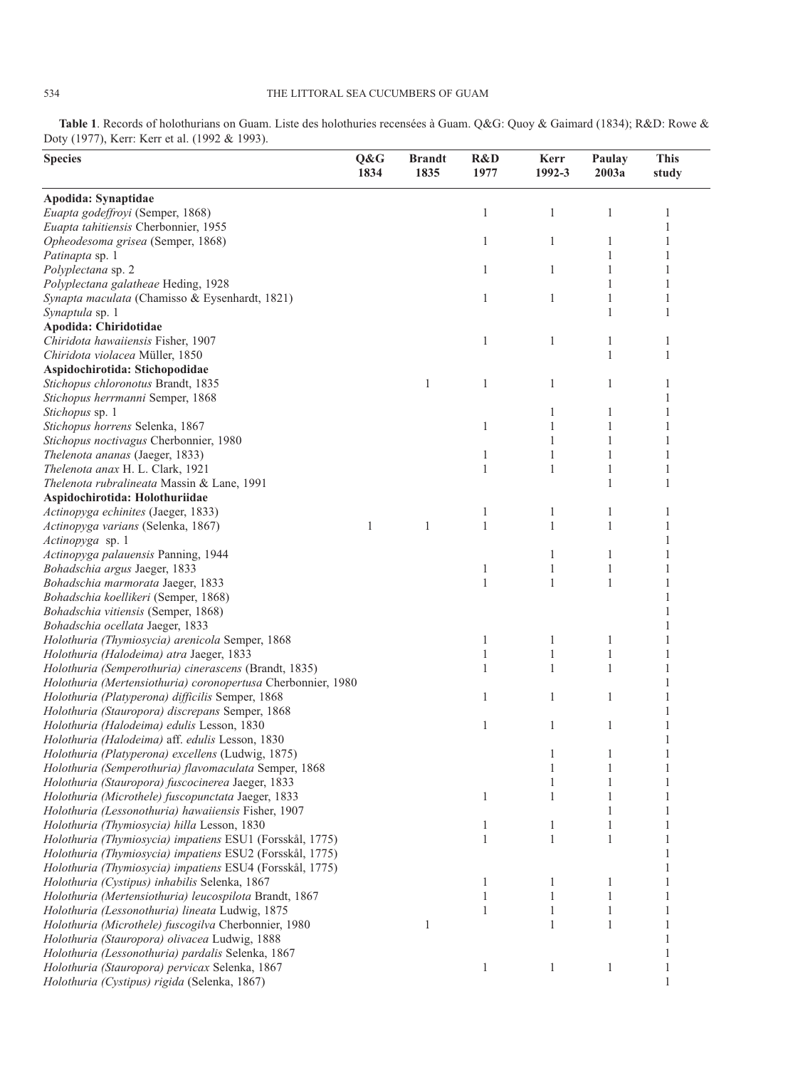**Table 1**. Records of holothurians on Guam. Liste des holothuries recensées à Guam. Q&G: Quoy & Gaimard (1834); R&D: Rowe & Doty (1977), Kerr: Kerr et al. (1992 & 1993).

| Species | Q&G 1834 | Brandt 1835 | R&D 1977 | Kerr 1992-3 | Paulay 2003a | This study |
|---|---|---|---|---|---|---|
| **Apodida: Synaptidae** | | | | | | |
| *Euapta godeffroyi* (Semper, 1868) | | | 1 | 1 | 1 | 1 |
| *Euapta tahitiensis* Cherbonnier, 1955 | | | | | | 1 |
| *Opheodesoma grisea* (Semper, 1868) | | | 1 | 1 | 1 | 1 |
| *Patinapta* sp. 1 | | | | | 1 | 1 |
| *Polyplectana* sp. 2 | | | 1 | 1 | 1 | 1 |
| *Polyplectana galatheae* Heding, 1928 | | | | | 1 | 1 |
| *Synapta maculata* (Chamisso & Eysenhardt, 1821) | | | 1 | 1 | 1 | 1 |
| *Synaptula* sp. 1 | | | | | 1 | 1 |
| **Apodida: Chiridotidae** | | | | | | |
| *Chiridota hawaiiensis* Fisher, 1907 | | | 1 | 1 | 1 | 1 |
| *Chiridota violacea* Müller, 1850 | | | | | 1 | 1 |
| **Aspidochirotida: Stichopodidae** | | | | | | |
| *Stichopus chloronotus* Brandt, 1835 | | 1 | 1 | 1 | 1 | 1 |
| *Stichopus herrmanni* Semper, 1868 | | | | | | 1 |
| *Stichopus* sp. 1 | | | | 1 | 1 | 1 |
| *Stichopus horrens* Selenka, 1867 | | | 1 | 1 | 1 | 1 |
| *Stichopus noctivagus* Cherbonnier, 1980 | | | | 1 | 1 | 1 |
| *Thelenota ananas* (Jaeger, 1833) | | | 1 | 1 | 1 | 1 |
| *Thelenota anax* H. L. Clark, 1921 | | | 1 | 1 | 1 | 1 |
| *Thelenota rubralineata* Massin & Lane, 1991 | | | | | 1 | 1 |
| **Aspidochirotida: Holothuriidae** | | | | | | |
| *Actinopyga echinites* (Jaeger, 1833) | | | 1 | 1 | 1 | 1 |
| *Actinopyga varians* (Selenka, 1867) | 1 | 1 | 1 | 1 | 1 | 1 |
| *Actinopyga* sp. 1 | | | | | | 1 |
| *Actinopyga palauensis* Panning, 1944 | | | | 1 | 1 | 1 |
| *Bohadschia argus* Jaeger, 1833 | | | 1 | 1 | 1 | 1 |
| *Bohadschia marmorata* Jaeger, 1833 | | | 1 | 1 | 1 | 1 |
| *Bohadschia koellikeri* (Semper, 1868) | | | | | | 1 |
| *Bohadschia vitiensis* (Semper, 1868) | | | | | | 1 |
| *Bohadschia ocellata* Jaeger, 1833 | | | | | | 1 |
| *Holothuria (Thymiosycia) arenicola* Semper, 1868 | | | 1 | 1 | 1 | 1 |
| *Holothuria (Halodeima) atra* Jaeger, 1833 | | | 1 | 1 | 1 | 1 |
| *Holothuria (Semperothuria) cinerascens* (Brandt, 1835) | | | 1 | 1 | 1 | 1 |
| *Holothuria (Mertensiothuria) coronopertusa* Cherbonnier, 1980 | | | | | | 1 |
| *Holothuria (Platyperona) difficilis* Semper, 1868 | | | 1 | 1 | 1 | 1 |
| *Holothuria (Stauropora) discrepans* Semper, 1868 | | | | | | 1 |
| *Holothuria (Halodeima) edulis* Lesson, 1830 | | | 1 | 1 | 1 | 1 |
| *Holothuria (Halodeima)* aff. *edulis* Lesson, 1830 | | | | | | 1 |
| *Holothuria (Platyperona) excellens* (Ludwig, 1875) | | | | 1 | 1 | 1 |
| *Holothuria (Semperothuria) flavomaculata* Semper, 1868 | | | | 1 | 1 | 1 |
| *Holothuria (Stauropora) fuscocinerea* Jaeger, 1833 | | | | 1 | 1 | 1 |
| *Holothuria (Microthele) fuscopunctata* Jaeger, 1833 | | | 1 | 1 | 1 | 1 |
| *Holothuria (Lessonothuria) hawaiiensis* Fisher, 1907 | | | | | 1 | 1 |
| *Holothuria (Thymiosycia) hilla* Lesson, 1830 | | | 1 | 1 | 1 | 1 |
| *Holothuria (Thymiosycia) impatiens* ESU1 (Forsskål, 1775) | | | 1 | 1 | 1 | 1 |
| *Holothuria (Thymiosycia) impatiens* ESU2 (Forsskål, 1775) | | | | | | 1 |
| *Holothuria (Thymiosycia) impatiens* ESU4 (Forsskål, 1775) | | | | | | 1 |
| *Holothuria (Cystipus) inhabilis* Selenka, 1867 | | | 1 | 1 | 1 | 1 |
| *Holothuria (Mertensiothuria) leucospilota* Brandt, 1867 | | | 1 | 1 | 1 | 1 |
| *Holothuria (Lessonothuria) lineata* Ludwig, 1875 | | | 1 | 1 | 1 | 1 |
| *Holothuria (Microthele) fuscogilva* Cherbonnier, 1980 | | 1 | | 1 | 1 | 1 |
| *Holothuria (Stauropora) olivacea* Ludwig, 1888 | | | | | | 1 |
| *Holothuria (Lessonothuria) pardalis* Selenka, 1867 | | | | | | 1 |
| *Holothuria (Stauropora) pervicax* Selenka, 1867 | | | 1 | 1 | 1 | 1 |
| *Holothuria (Cystipus) rigida* (Selenka, 1867) | | | | | | 1 |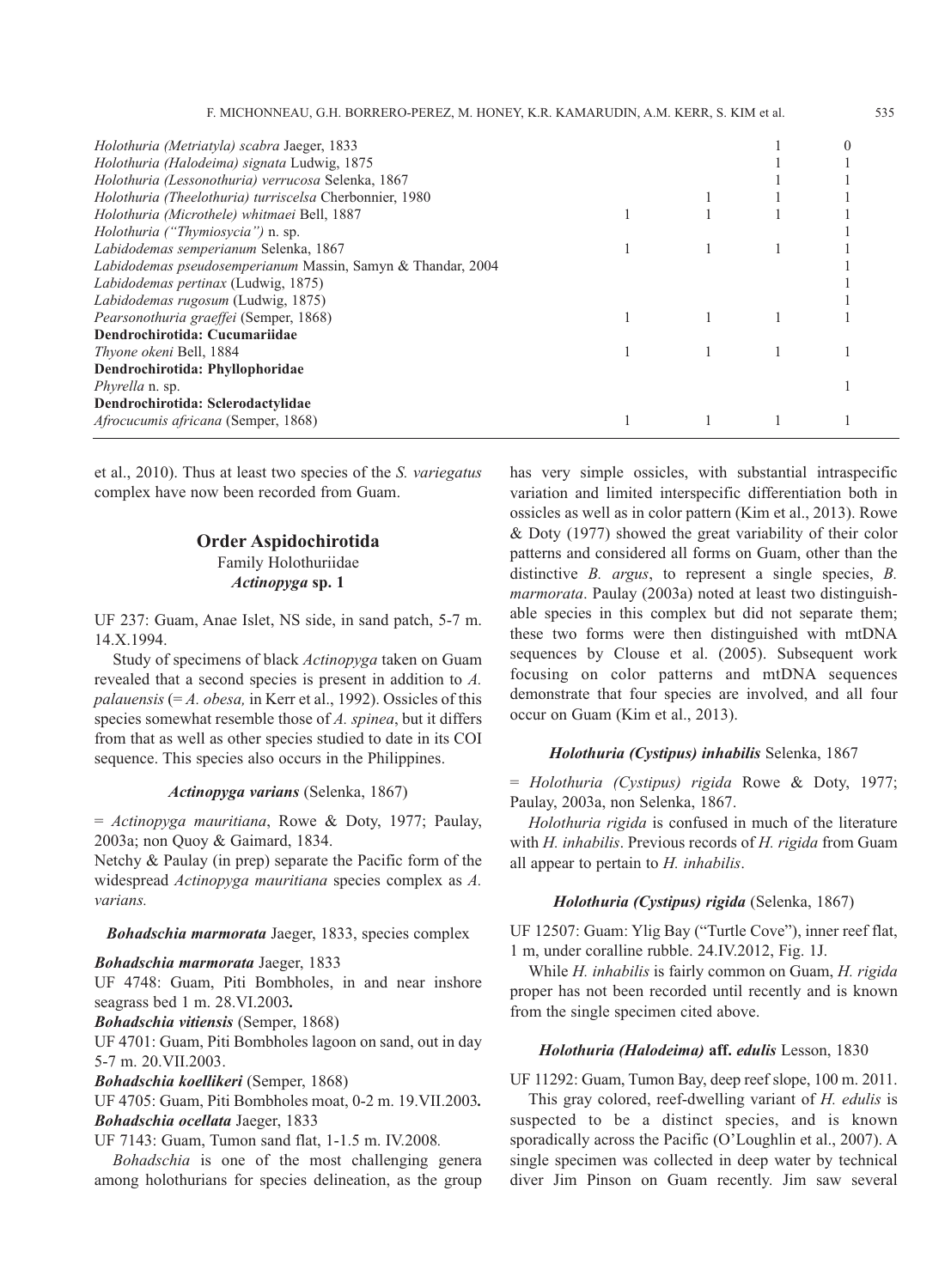| | | | | |
|---|---|---|---|---|
| *Holothuria (Metriatyla) scabra* Jaeger, 1833 | | | 1 | 0 |
| *Holothuria (Halodeima) signata* Ludwig, 1875 | | | 1 | 1 |
| *Holothuria (Lessonothuria) verrucosa* Selenka, 1867 | | | 1 | 1 |
| *Holothuria (Theelothuria) turriscelsa* Cherbonnier, 1980 | | 1 | 1 | 1 |
| *Holothuria (Microthele) whitmaei* Bell, 1887 | 1 | 1 | 1 | 1 |
| *Holothuria ("Thymiosycia") n. sp.* | | | | 1 |
| *Labidodemas semperianum* Selenka, 1867 | 1 | 1 | 1 | 1 |
| *Labidodemas pseudosemperianum* Massin, Samyn & Thandar, 2004 | | | | 1 |
| *Labidodemas pertinax* (Ludwig, 1875) | | | | 1 |
| *Labidodemas rugosum* (Ludwig, 1875) | | | | 1 |
| *Pearsonothuria graeffei* (Semper, 1868) | 1 | 1 | 1 | 1 |
| **Dendrochirotida: Cucumariidae** | | | | |
| *Thyone okeni* Bell, 1884 | 1 | 1 | 1 | 1 |
| **Dendrochirotida: Phyllophoridae** | | | | |
| *Phyrella* n. sp. | | | | 1 |
| **Dendrochirotida: Sclerodactylidae** | | | | |
| *Afrocucumis africana* (Semper, 1868) | 1 | 1 | 1 | 1 |

et al., 2010). Thus at least two species of the *S. variegatus* complex have now been recorded from Guam.

## Order Aspidochirotida

### Family Holothuriidae

#### *Actinopyga* sp. 1

UF 237: Guam, Anae Islet, NS side, in sand patch, 5-7 m. 14.X.1994.

Study of specimens of black *Actinopyga* taken on Guam revealed that a second species is present in addition to *A. palauensis* (= *A. obesa,* in Kerr et al., 1992). Ossicles of this species somewhat resemble those of *A. spinea*, but it differs from that as well as other species studied to date in its COI sequence. This species also occurs in the Philippines.

#### *Actinopyga varians* (Selenka, 1867)

= *Actinopyga mauritiana*, Rowe & Doty, 1977; Paulay, 2003a; non Quoy & Gaimard, 1834.

Netchy & Paulay (in prep) separate the Pacific form of the widespread *Actinopyga mauritiana* species complex as *A. varians.*

#### *Bohadschia marmorata* Jaeger, 1833, species complex

***Bohadschia marmorata*** **Jaeger, 1833**

UF 4748: Guam, Piti Bombholes, in and near inshore seagrass bed 1 m. 28.VI.2003**.**

***Bohadschia vitiensis*** **(Semper, 1868)**

UF 4701: Guam, Piti Bombholes lagoon on sand, out in day 5-7 m. 20.VII.2003.

***Bohadschia koellikeri*** **(Semper, 1868)**

UF 4705: Guam, Piti Bombholes moat, 0-2 m. 19.VII.2003**.**

***Bohadschia ocellata*** **Jaeger, 1833**

UF 7143: Guam, Tumon sand flat, 1-1.5 m. IV.2008*.*

*Bohadschia* is one of the most challenging genera among holothurians for species delineation, as the group has very simple ossicles, with substantial intraspecific variation and limited interspecific differentiation both in ossicles as well as in color pattern (Kim et al., 2013). Rowe & Doty (1977) showed the great variability of their color patterns and considered all forms on Guam, other than the distinctive *B. argus*, to represent a single species, *B. marmorata*. Paulay (2003a) noted at least two distinguishable species in this complex but did not separate them; these two forms were then distinguished with mtDNA sequences by Clouse et al. (2005). Subsequent work focusing on color patterns and mtDNA sequences demonstrate that four species are involved, and all four occur on Guam (Kim et al., 2013).

#### *Holothuria (Cystipus) inhabilis* Selenka, 1867

= *Holothuria (Cystipus) rigida* Rowe & Doty, 1977; Paulay, 2003a, non Selenka, 1867.

*Holothuria rigida* is confused in much of the literature with *H. inhabilis*. Previous records of *H. rigida* from Guam all appear to pertain to *H. inhabilis*.

#### *Holothuria (Cystipus) rigida* (Selenka, 1867)

UF 12507: Guam: Ylig Bay ("Turtle Cove"), inner reef flat, 1 m, under coralline rubble. 24.IV.2012, Fig. 1J.

While *H. inhabilis* is fairly common on Guam, *H. rigida* proper has not been recorded until recently and is known from the single specimen cited above.

#### *Holothuria (Halodeima)* aff. *edulis* Lesson, 1830

UF 11292: Guam, Tumon Bay, deep reef slope, 100 m. 2011.

This gray colored, reef-dwelling variant of *H. edulis* is suspected to be a distinct species, and is known sporadically across the Pacific (O'Loughlin et al., 2007). A single specimen was collected in deep water by technical diver Jim Pinson on Guam recently. Jim saw several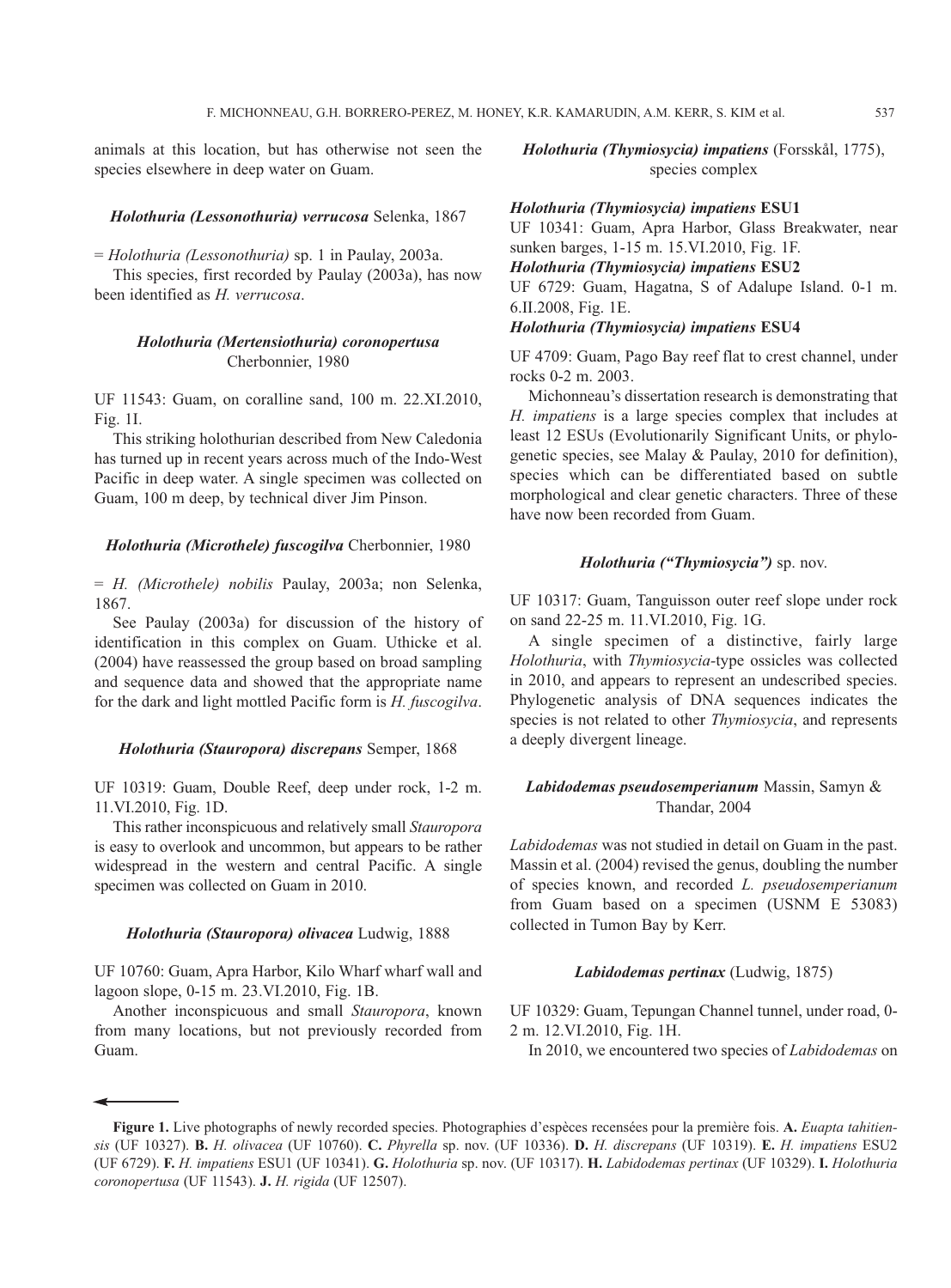animals at this location, but has otherwise not seen the species elsewhere in deep water on Guam.

### *Holothuria (Lessonothuria) verrucosa* Selenka, 1867

= *Holothuria (Lessonothuria)* sp. 1 in Paulay, 2003a.

This species, first recorded by Paulay (2003a), has now been identified as *H. verrucosa*.

### *Holothuria (Mertensiothuria) coronopertusa* Cherbonnier, 1980

UF 11543: Guam, on coralline sand, 100 m. 22.XI.2010, Fig. 1I.

This striking holothurian described from New Caledonia has turned up in recent years across much of the Indo-West Pacific in deep water. A single specimen was collected on Guam, 100 m deep, by technical diver Jim Pinson.

### *Holothuria (Microthele) fuscogilva* Cherbonnier, 1980

= *H. (Microthele) nobilis* Paulay, 2003a; non Selenka, 1867.

See Paulay (2003a) for discussion of the history of identification in this complex on Guam. Uthicke et al. (2004) have reassessed the group based on broad sampling and sequence data and showed that the appropriate name for the dark and light mottled Pacific form is *H. fuscogilva*.

### *Holothuria (Stauropora) discrepans* Semper, 1868

UF 10319: Guam, Double Reef, deep under rock, 1-2 m. 11.VI.2010, Fig. 1D.

This rather inconspicuous and relatively small *Stauropora* is easy to overlook and uncommon, but appears to be rather widespread in the western and central Pacific. A single specimen was collected on Guam in 2010.

### *Holothuria (Stauropora) olivacea* Ludwig, 1888

UF 10760: Guam, Apra Harbor, Kilo Wharf wharf wall and lagoon slope, 0-15 m. 23.VI.2010, Fig. 1B.

Another inconspicuous and small *Stauropora*, known from many locations, but not previously recorded from Guam.

### *Holothuria (Thymiosycia) impatiens* (Forsskål, 1775), species complex

**_Holothuria (Thymiosycia) impatiens_ ESU1**

UF 10341: Guam, Apra Harbor, Glass Breakwater, near sunken barges, 1-15 m. 15.VI.2010, Fig. 1F.

**_Holothuria (Thymiosycia) impatiens_ ESU2**

UF 6729: Guam, Hagatna, S of Adalupe Island. 0-1 m. 6.II.2008, Fig. 1E.

**_Holothuria (Thymiosycia) impatiens_ ESU4**

UF 4709: Guam, Pago Bay reef flat to crest channel, under rocks 0-2 m. 2003.

Michonneau's dissertation research is demonstrating that *H. impatiens* is a large species complex that includes at least 12 ESUs (Evolutionarily Significant Units, or phylogenetic species, see Malay & Paulay, 2010 for definition), species which can be differentiated based on subtle morphological and clear genetic characters. Three of these have now been recorded from Guam.

### *Holothuria ("Thymiosycia")* sp. nov.

UF 10317: Guam, Tanguisson outer reef slope under rock on sand 22-25 m. 11.VI.2010, Fig. 1G.

A single specimen of a distinctive, fairly large *Holothuria*, with *Thymiosycia*-type ossicles was collected in 2010, and appears to represent an undescribed species. Phylogenetic analysis of DNA sequences indicates the species is not related to other *Thymiosycia*, and represents a deeply divergent lineage.

### *Labidodemas pseudosemperianum* Massin, Samyn & Thandar, 2004

*Labidodemas* was not studied in detail on Guam in the past. Massin et al. (2004) revised the genus, doubling the number of species known, and recorded *L. pseudosemperianum* from Guam based on a specimen (USNM E 53083) collected in Tumon Bay by Kerr.

### *Labidodemas pertinax* (Ludwig, 1875)

UF 10329: Guam, Tepungan Channel tunnel, under road, 0-2 m. 12.VI.2010, Fig. 1H.

In 2010, we encountered two species of *Labidodemas* on

**Figure 1.** Live photographs of newly recorded species. Photographies d'espèces recensées pour la première fois. **A.** *Euapta tahitiensis* (UF 10327). **B.** *H. olivacea* (UF 10760). **C.** *Phyrella* sp. nov. (UF 10336). **D.** *H. discrepans* (UF 10319). **E.** *H. impatiens* ESU2 (UF 6729). **F.** *H. impatiens* ESU1 (UF 10341). **G.** *Holothuria* sp. nov. (UF 10317). **H.** *Labidodemas pertinax* (UF 10329). **I.** *Holothuria coronopertusa* (UF 11543). **J.** *H. rigida* (UF 12507).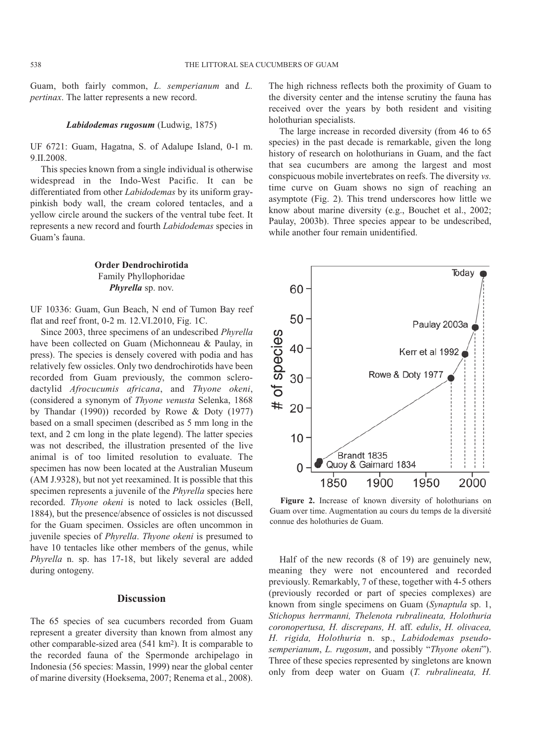Guam, both fairly common, *L. semperianum* and *L. pertinax*. The latter represents a new record.

***Labidodemas rugosum*** **(Ludwig, 1875)**

UF 6721: Guam, Hagatna, S. of Adalupe Island, 0-1 m. 9.II.2008.

This species known from a single individual is otherwise widespread in the Indo-West Pacific. It can be differentiated from other *Labidodemas* by its uniform gray-pinkish body wall, the cream colored tentacles, and a yellow circle around the suckers of the ventral tube feet. It represents a new record and fourth *Labidodemas* species in Guam's fauna.

**Order Dendrochirotida**
Family Phyllophoridae
***Phyrella*** **sp. nov.**

UF 10336: Guam, Gun Beach, N end of Tumon Bay reef flat and reef front, 0-2 m. 12.VI.2010, Fig. 1C.

Since 2003, three specimens of an undescribed *Phyrella* have been collected on Guam (Michonneau & Paulay, in press). The species is densely covered with podia and has relatively few ossicles. Only two dendrochirotids have been recorded from Guam previously, the common sclerodactylid *Afrocucumis africana*, and *Thyone okeni*, (considered a synonym of *Thyone venusta* Selenka, 1868 by Thandar (1990)) recorded by Rowe & Doty (1977) based on a small specimen (described as 5 mm long in the text, and 2 cm long in the plate legend). The latter species was not described, the illustration presented of the live animal is of too limited resolution to evaluate. The specimen has now been located at the Australian Museum (AM J.9328), but not yet reexamined. It is possible that this specimen represents a juvenile of the *Phyrella* species here recorded. *Thyone okeni* is noted to lack ossicles (Bell, 1884), but the presence/absence of ossicles is not discussed for the Guam specimen. Ossicles are often uncommon in juvenile species of *Phyrella*. *Thyone okeni* is presumed to have 10 tentacles like other members of the genus, while *Phyrella* n. sp. has 17-18, but likely several are added during ontogeny.

## Discussion

The 65 species of sea cucumbers recorded from Guam represent a greater diversity than known from almost any other comparable-sized area (541 km$^2$). It is comparable to the recorded fauna of the Spermonde archipelago in Indonesia (56 species: Massin, 1999) near the global center of marine diversity (Hoeksema, 2007; Renema et al., 2008). The high richness reflects both the proximity of Guam to the diversity center and the intense scrutiny the fauna has received over the years by both resident and visiting holothurian specialists.

The large increase in recorded diversity (from 46 to 65 species) in the past decade is remarkable, given the long history of research on holothurians in Guam, and the fact that sea cucumbers are among the largest and most conspicuous mobile invertebrates on reefs. The diversity *vs.* time curve on Guam shows no sign of reaching an asymptote (Fig. 2). This trend underscores how little we know about marine diversity (e.g., Bouchet et al., 2002; Paulay, 2003b). Three species appear to be undescribed, while another four remain unidentified.

**Figure 2.** Increase of known diversity of holothurians on Guam over time. Augmentation au cours du temps de la diversité connue des holothuries de Guam.

Half of the new records (8 of 19) are genuinely new, meaning they were not encountered and recorded previously. Remarkably, 7 of these, together with 4-5 others (previously recorded or part of species complexes) are known from single specimens on Guam (*Synaptula* sp. 1, *Stichopus herrmanni, Thelenota rubralineata, Holothuria coronopertusa, H. discrepans, H.* aff. *edulis*, *H. olivacea, H. rigida, Holothuria* n. sp., *Labidodemas pseudosemperianum*, *L. rugosum*, and possibly "*Thyone okeni*"). Three of these species represented by singletons are known only from deep water on Guam (*T. rubralineata, H.*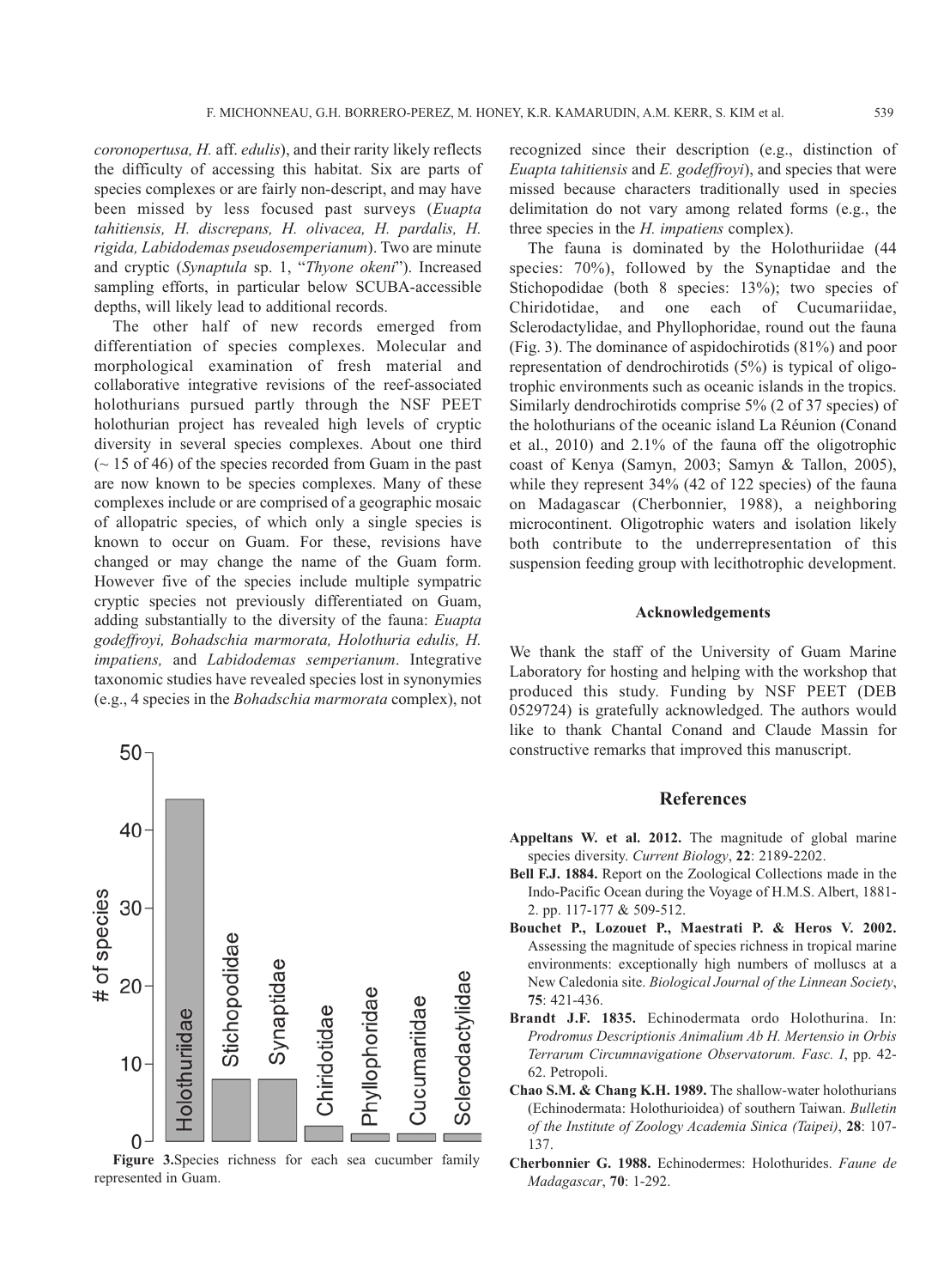coronopertusa, H. aff. edulis), and their rarity likely reflects the difficulty of accessing this habitat. Six are parts of species complexes or are fairly non-descript, and may have been missed by less focused past surveys (*Euapta tahitiensis, H. discrepans, H. olivacea, H. pardalis, H. rigida, Labidodemas pseudosemperianum*). Two are minute and cryptic (*Synaptula* sp. 1, "*Thyone okeni*"). Increased sampling efforts, in particular below SCUBA-accessible depths, will likely lead to additional records.

The other half of new records emerged from differentiation of species complexes. Molecular and morphological examination of fresh material and collaborative integrative revisions of the reef-associated holothurians pursued partly through the NSF PEET holothurian project has revealed high levels of cryptic diversity in several species complexes. About one third (~ 15 of 46) of the species recorded from Guam in the past are now known to be species complexes. Many of these complexes include or are comprised of a geographic mosaic of allopatric species, of which only a single species is known to occur on Guam. For these, revisions have changed or may change the name of the Guam form. However five of the species include multiple sympatric cryptic species not previously differentiated on Guam, adding substantially to the diversity of the fauna: *Euapta godeffroyi, Bohadschia marmorata, Holothuria edulis, H. impatiens,* and *Labidodemas semperianum*. Integrative taxonomic studies have revealed species lost in synonymies (e.g., 4 species in the *Bohadschia marmorata* complex), not recognized since their description (e.g., distinction of *Euapta tahitiensis* and *E. godeffroyi*), and species that were missed because characters traditionally used in species delimitation do not vary among related forms (e.g., the three species in the *H. impatiens* complex).

**Figure 3.** Species richness for each sea cucumber family represented in Guam.

The fauna is dominated by the Holothuriidae (44 species: 70%), followed by the Synaptidae and the Stichopodidae (both 8 species: 13%); two species of Chiridotidae, and one each of Cucumariidae, Sclerodactylidae, and Phyllophoridae, round out the fauna (Fig. 3). The dominance of aspidochirotids (81%) and poor representation of dendrochirotids (5%) is typical of oligotrophic environments such as oceanic islands in the tropics. Similarly dendrochirotids comprise 5% (2 of 37 species) of the holothurians of the oceanic island La Réunion (Conand et al., 2010) and 2.1% of the fauna off the oligotrophic coast of Kenya (Samyn, 2003; Samyn & Tallon, 2005), while they represent 34% (42 of 122 species) of the fauna on Madagascar (Cherbonnier, 1988), a neighboring microcontinent. Oligotrophic waters and isolation likely both contribute to the underrepresentation of this suspension feeding group with lecithotrophic development.

### Acknowledgements

We thank the staff of the University of Guam Marine Laboratory for hosting and helping with the workshop that produced this study. Funding by NSF PEET (DEB 0529724) is gratefully acknowledged. The authors would like to thank Chantal Conand and Claude Massin for constructive remarks that improved this manuscript.

## References

**Appeltans W. et al. 2012.** The magnitude of global marine species diversity. *Current Biology*, **22**: 2189-2202.

**Bell F.J. 1884.** Report on the Zoological Collections made in the Indo-Pacific Ocean during the Voyage of H.M.S. Albert, 1881-2. pp. 117-177 & 509-512.

**Bouchet P., Lozouet P., Maestrati P. & Heros V. 2002.** Assessing the magnitude of species richness in tropical marine environments: exceptionally high numbers of molluscs at a New Caledonia site. *Biological Journal of the Linnean Society*, **75**: 421-436.

**Brandt J.F. 1835.** Echinodermata ordo Holothurina. In: *Prodromus Descriptionis Animalium Ab H. Mertensio in Orbis Terrarum Circumnavigatione Observatorum. Fasc. I*, pp. 42-62. Petropoli.

**Chao S.M. & Chang K.H. 1989.** The shallow-water holothurians (Echinodermata: Holothurioidea) of southern Taiwan. *Bulletin of the Institute of Zoology Academia Sinica (Taipei)*, **28**: 107-137.

**Cherbonnier G. 1988.** Echinodermes: Holothurides. *Faune de Madagascar*, **70**: 1-292.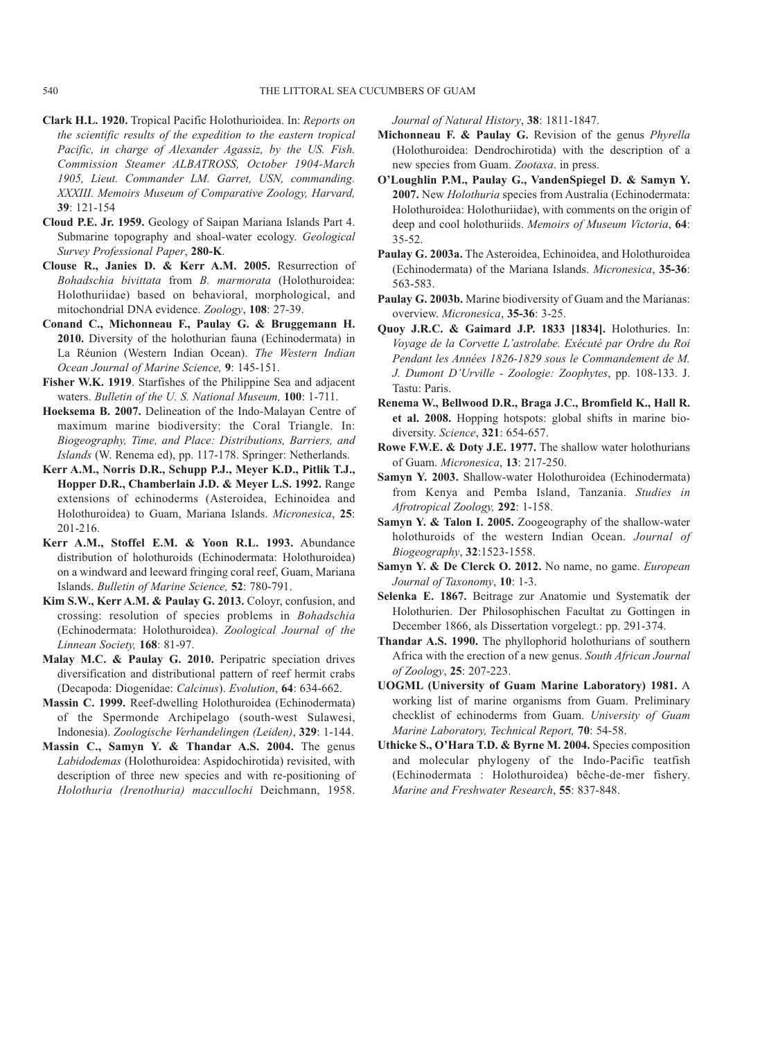**Clark H.L. 1920.** Tropical Pacific Holothurioidea. In: *Reports on the scientific results of the expedition to the eastern tropical Pacific, in charge of Alexander Agassiz, by the US. Fish. Commission Steamer ALBATROSS, October 1904-March 1905, Lieut. Commander LM. Garret, USN, commanding. XXXIII. Memoirs Museum of Comparative Zoology, Harvard,* **39**: 121-154

**Cloud P.E. Jr. 1959.** Geology of Saipan Mariana Islands Part 4. Submarine topography and shoal-water ecology. *Geological Survey Professional Paper*, **280-K**.

**Clouse R., Janies D. & Kerr A.M. 2005.** Resurrection of *Bohadschia bivittata* from *B. marmorata* (Holothuroidea: Holothuriidae) based on behavioral, morphological, and mitochondrial DNA evidence. *Zoology*, **108**: 27-39.

**Conand C., Michonneau F., Paulay G. & Bruggemann H. 2010.** Diversity of the holothurian fauna (Echinodermata) in La Réunion (Western Indian Ocean). *The Western Indian Ocean Journal of Marine Science,* **9**: 145-151.

**Fisher W.K. 1919**. Starfishes of the Philippine Sea and adjacent waters. *Bulletin of the U. S. National Museum,* **100**: 1-711.

**Hoeksema B. 2007.** Delineation of the Indo-Malayan Centre of maximum marine biodiversity: the Coral Triangle. In: *Biogeography, Time, and Place: Distributions, Barriers, and Islands* (W. Renema ed), pp. 117-178. Springer: Netherlands.

**Kerr A.M., Norris D.R., Schupp P.J., Meyer K.D., Pitlik T.J., Hopper D.R., Chamberlain J.D. & Meyer L.S. 1992.** Range extensions of echinoderms (Asteroidea, Echinoidea and Holothuroidea) to Guam, Mariana Islands. *Micronesica*, **25**: 201-216.

**Kerr A.M., Stoffel E.M. & Yoon R.L. 1993.** Abundance distribution of holothuroids (Echinodermata: Holothuroidea) on a windward and leeward fringing coral reef, Guam, Mariana Islands. *Bulletin of Marine Science,* **52**: 780-791.

**Kim S.W., Kerr A.M. & Paulay G. 2013.** Coloyr, confusion, and crossing: resolution of species problems in *Bohadschia* (Echinodermata: Holothuroidea). *Zoological Journal of the Linnean Society,* **168**: 81-97.

**Malay M.C. & Paulay G. 2010.** Peripatric speciation drives diversification and distributional pattern of reef hermit crabs (Decapoda: Diogenidae: *Calcinus*). *Evolution*, **64**: 634-662.

**Massin C. 1999.** Reef-dwelling Holothuroidea (Echinodermata) of the Spermonde Archipelago (south-west Sulawesi, Indonesia). *Zoologische Verhandelingen (Leiden)*, **329**: 1-144.

**Massin C., Samyn Y. & Thandar A.S. 2004.** The genus *Labidodemas* (Holothuroidea: Aspidochirotida) revisited, with description of three new species and with re-positioning of *Holothuria (Irenothuria) maccullochi* Deichmann, 1958. *Journal of Natural History*, **38**: 1811-1847.

**Michonneau F. & Paulay G.** Revision of the genus *Phyrella* (Holothuroidea: Dendrochirotida) with the description of a new species from Guam. *Zootaxa*. in press.

**O'Loughlin P.M., Paulay G., VandenSpiegel D. & Samyn Y. 2007.** New *Holothuria* species from Australia (Echinodermata: Holothuroidea: Holothuriidae), with comments on the origin of deep and cool holothuriids. *Memoirs of Museum Victoria*, **64**: 35-52.

**Paulay G. 2003a.** The Asteroidea, Echinoidea, and Holothuroidea (Echinodermata) of the Mariana Islands. *Micronesica*, **35-36**: 563-583.

**Paulay G. 2003b.** Marine biodiversity of Guam and the Marianas: overview. *Micronesica*, **35-36**: 3-25.

**Quoy J.R.C. & Gaimard J.P. 1833 [1834].** Holothuries. In: *Voyage de la Corvette L'astrolabe. Exécuté par Ordre du Roi Pendant les Années 1826-1829 sous le Commandement de M. J. Dumont D'Urville - Zoologie: Zoophytes*, pp. 108-133. J. Tastu: Paris.

**Renema W., Bellwood D.R., Braga J.C., Bromfield K., Hall R. et al. 2008.** Hopping hotspots: global shifts in marine biodiversity. *Science*, **321**: 654-657.

**Rowe F.W.E. & Doty J.E. 1977.** The shallow water holothurians of Guam. *Micronesica*, **13**: 217-250.

**Samyn Y. 2003.** Shallow-water Holothuroidea (Echinodermata) from Kenya and Pemba Island, Tanzania. *Studies in Afrotropical Zoology,* **292**: 1-158.

**Samyn Y. & Talon I. 2005.** Zoogeography of the shallow-water holothuroids of the western Indian Ocean. *Journal of Biogeography*, **32**:1523-1558.

**Samyn Y. & De Clerck O. 2012.** No name, no game. *European Journal of Taxonomy*, **10**: 1-3.

**Selenka E. 1867.** Beitrage zur Anatomie und Systematik der Holothurien. Der Philosophischen Facultat zu Gottingen in December 1866, als Dissertation vorgelegt.: pp. 291-374.

**Thandar A.S. 1990.** The phyllophorid holothurians of southern Africa with the erection of a new genus. *South African Journal of Zoology*, **25**: 207-223.

**UOGML (University of Guam Marine Laboratory) 1981.** A working list of marine organisms from Guam. Preliminary checklist of echinoderms from Guam. *University of Guam Marine Laboratory, Technical Report,* **70**: 54-58.

**Uthicke S., O'Hara T.D. & Byrne M. 2004.** Species composition and molecular phylogeny of the Indo-Pacific teatfish (Echinodermata : Holothuroidea) bêche-de-mer fishery. *Marine and Freshwater Research*, **55**: 837-848.